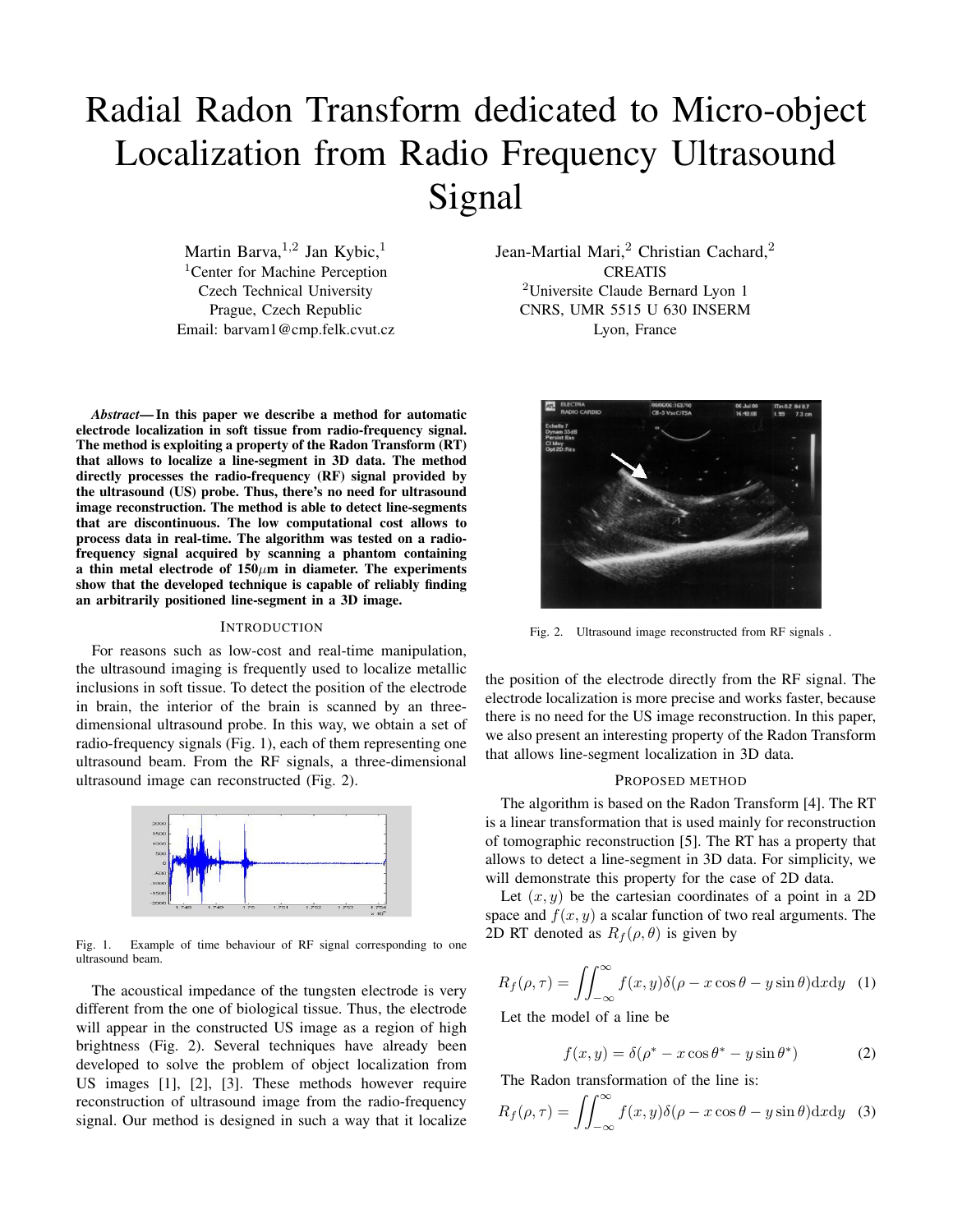# Radial Radon Transform dedicated to Micro-object Localization from Radio Frequency Ultrasound Signal

Martin Barva,[1,2] Jan Kybic,[1]
[1]Center for Machine Perception
Czech Technical University
Prague, Czech Republic
Email: barvam1@cmp.felk.cvut.cz

Jean-Martial Mari,[2] Christian Cachard,[2]
CREATIS
[2]Universite Claude Bernard Lyon 1
CNRS, UMR 5515 U 630 INSERM
Lyon, France

***Abstract*— In this paper we describe a method for automatic electrode localization in soft tissue from radio-frequency signal. The method is exploiting a property of the Radon Transform (RT) that allows to localize a line-segment in 3D data. The method directly processes the radio-frequency (RF) signal provided by the ultrasound (US) probe. Thus, there's no need for ultrasound image reconstruction. The method is able to detect line-segments that are discontinuous. The low computational cost allows to process data in real-time. The algorithm was tested on a radio-frequency signal acquired by scanning a phantom containing a thin metal electrode of 150$\mu$m in diameter. The experiments show that the developed technique is capable of reliably finding an arbitrarily positioned line-segment in a 3D image.**

## Introduction

For reasons such as low-cost and real-time manipulation, the ultrasound imaging is frequently used to localize metallic inclusions in soft tissue. To detect the position of the electrode in brain, the interior of the brain is scanned by an three-dimensional ultrasound probe. In this way, we obtain a set of radio-frequency signals (Fig. 1), each of them representing one ultrasound beam. From the RF signals, a three-dimensional ultrasound image can reconstructed (Fig. 2).

Fig. 1. Example of time behaviour of RF signal corresponding to one ultrasound beam.

The acoustical impedance of the tungsten electrode is very different from the one of biological tissue. Thus, the electrode will appear in the constructed US image as a region of high brightness (Fig. 2). Several techniques have already been developed to solve the problem of object localization from US images [1], [2], [3]. These methods however require reconstruction of ultrasound image from the radio-frequency signal. Our method is designed in such a way that it localize the position of the electrode directly from the RF signal. The electrode localization is more precise and works faster, because there is no need for the US image reconstruction. In this paper, we also present an interesting property of the Radon Transform that allows line-segment localization in 3D data.

Fig. 2. Ultrasound image reconstructed from RF signals .

## Proposed method

The algorithm is based on the Radon Transform [4]. The RT is a linear transformation that is used mainly for reconstruction of tomographic reconstruction [5]. The RT has a property that allows to detect a line-segment in 3D data. For simplicity, we will demonstrate this property for the case of 2D data.

Let $(x, y)$ be the cartesian coordinates of a point in a 2D space and $f(x, y)$ a scalar function of two real arguments. The 2D RT denoted as $R_f(\rho, \theta)$ is given by

$$R_f(\rho, \tau) = \iint_{-\infty}^{\infty} f(x, y)\delta(\rho - x\cos\theta - y\sin\theta)\mathrm{d}x\mathrm{d}y \quad (1)$$

Let the model of a line be

$$f(x, y) = \delta(\rho^* - x\cos\theta^* - y\sin\theta^*) \quad (2)$$

The Radon transformation of the line is:

$$R_f(\rho, \tau) = \iint_{-\infty}^{\infty} f(x, y)\delta(\rho - x\cos\theta - y\sin\theta)\mathrm{d}x\mathrm{d}y \quad (3)$$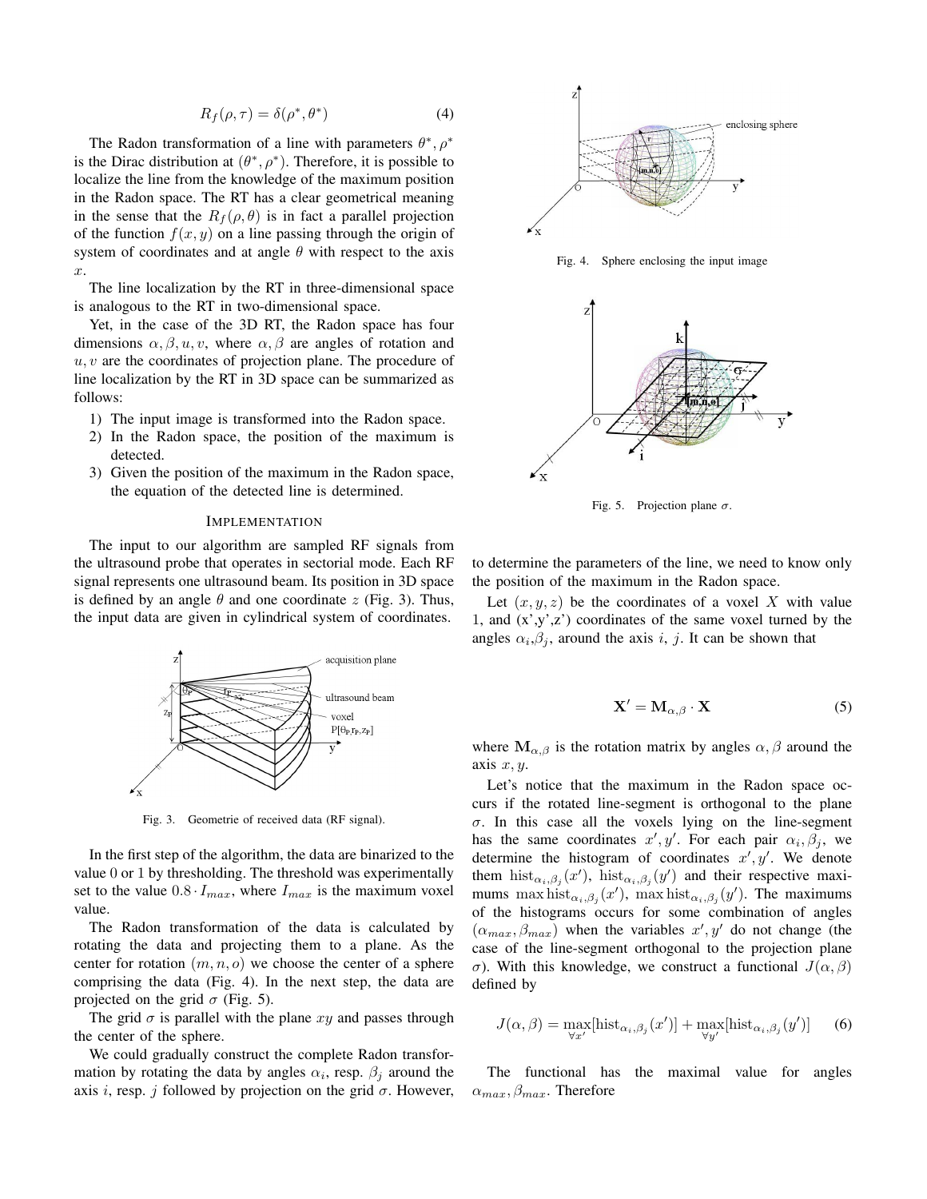$$R_f(\rho, \tau) = \delta(\rho^*, \theta^*) \tag{4}$$

The Radon transformation of a line with parameters $\theta^*, \rho^*$ is the Dirac distribution at $(\theta^*, \rho^*)$. Therefore, it is possible to localize the line from the knowledge of the maximum position in the Radon space. The RT has a clear geometrical meaning in the sense that the $R_f(\rho, \theta)$ is in fact a parallel projection of the function $f(x, y)$ on a line passing through the origin of system of coordinates and at angle $\theta$ with respect to the axis $x$.

The line localization by the RT in three-dimensional space is analogous to the RT in two-dimensional space.

Yet, in the case of the 3D RT, the Radon space has four dimensions $\alpha, \beta, u, v$, where $\alpha, \beta$ are angles of rotation and $u, v$ are the coordinates of projection plane. The procedure of line localization by the RT in 3D space can be summarized as follows:

1) The input image is transformed into the Radon space.
2) In the Radon space, the position of the maximum is detected.
3) Given the position of the maximum in the Radon space, the equation of the detected line is determined.

## Implementation

The input to our algorithm are sampled RF signals from the ultrasound probe that operates in sectorial mode. Each RF signal represents one ultrasound beam. Its position in 3D space is defined by an angle $\theta$ and one coordinate $z$ (Fig. 3). Thus, the input data are given in cylindrical system of coordinates.

Fig. 3. Geometrie of received data (RF signal).

In the first step of the algorithm, the data are binarized to the value 0 or 1 by thresholding. The threshold was experimentally set to the value $0.8 \cdot I_{max}$, where $I_{max}$ is the maximum voxel value.

The Radon transformation of the data is calculated by rotating the data and projecting them to a plane. As the center for rotation $(m, n, o)$ we choose the center of a sphere comprising the data (Fig. 4). In the next step, the data are projected on the grid $\sigma$ (Fig. 5).

The grid $\sigma$ is parallel with the plane $xy$ and passes through the center of the sphere.

We could gradually construct the complete Radon transformation by rotating the data by angles $\alpha_i$, resp. $\beta_j$ around the axis $i$, resp. $j$ followed by projection on the grid $\sigma$. However, to determine the parameters of the line, we need to know only the position of the maximum in the Radon space.

Fig. 4. Sphere enclosing the input image

Fig. 5. Projection plane $\sigma$.

Let $(x, y, z)$ be the coordinates of a voxel $X$ with value 1, and (x',y',z') coordinates of the same voxel turned by the angles $\alpha_i, \beta_j$, around the axis $i$, $j$. It can be shown that

$$\mathbf{X}' = \mathbf{M}_{\alpha,\beta} \cdot \mathbf{X} \tag{5}$$

where $\mathbf{M}_{\alpha,\beta}$ is the rotation matrix by angles $\alpha, \beta$ around the axis $x, y$.

Let's notice that the maximum in the Radon space occurs if the rotated line-segment is orthogonal to the plane $\sigma$. In this case all the voxels lying on the line-segment has the same coordinates $x', y'$. For each pair $\alpha_i, \beta_j$, we determine the histogram of coordinates $x', y'$. We denote them $\mathrm{hist}_{\alpha_i,\beta_j}(x')$, $\mathrm{hist}_{\alpha_i,\beta_j}(y')$ and their respective maximums $\max \mathrm{hist}_{\alpha_i,\beta_j}(x')$, $\max \mathrm{hist}_{\alpha_i,\beta_j}(y')$. The maximums of the histograms occurs for some combination of angles $(\alpha_{max}, \beta_{max})$ when the variables $x', y'$ do not change (the case of the line-segment orthogonal to the projection plane $\sigma$). With this knowledge, we construct a functional $J(\alpha, \beta)$ defined by

$$J(\alpha, \beta) = \max_{\forall x'}[\mathrm{hist}_{\alpha_i,\beta_j}(x')] + \max_{\forall y'}[\mathrm{hist}_{\alpha_i,\beta_j}(y')] \tag{6}$$

The functional has the maximal value for angles $\alpha_{max}, \beta_{max}$. Therefore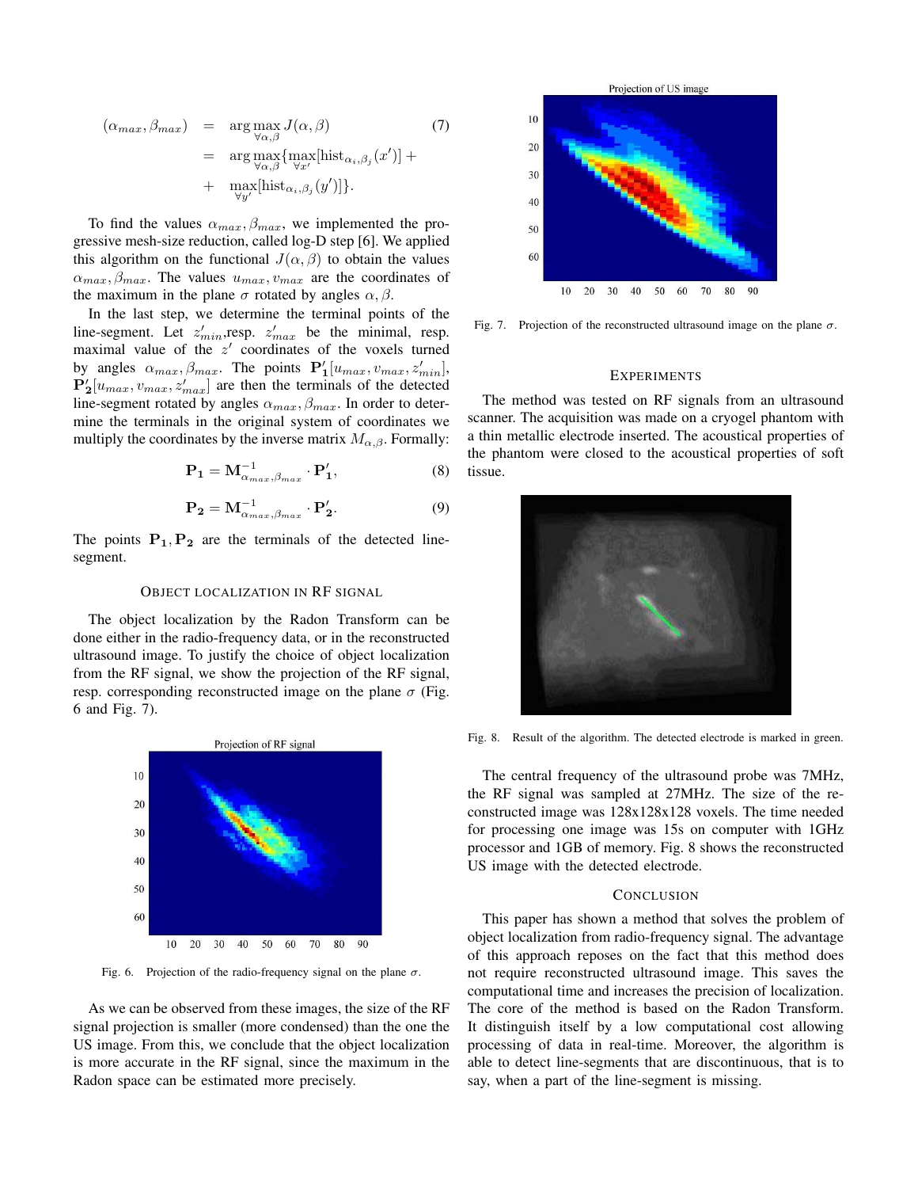$$
\begin{aligned}
(\alpha_{max}, \beta_{max}) &= \arg\max_{\forall \alpha, \beta} J(\alpha, \beta) \qquad (7)\\
&= \arg\max_{\forall \alpha, \beta} \{ \max_{\forall x'} [\text{hist}_{\alpha_i, \beta_j}(x')] + \\
&+ \max_{\forall y'} [\text{hist}_{\alpha_i, \beta_j}(y')] \}.
\end{aligned}
$$

To find the values $\alpha_{max}, \beta_{max}$, we implemented the progressive mesh-size reduction, called log-D step [6]. We applied this algorithm on the functional $J(\alpha, \beta)$ to obtain the values $\alpha_{max}, \beta_{max}$. The values $u_{max}, v_{max}$ are the coordinates of the maximum in the plane $\sigma$ rotated by angles $\alpha, \beta$.

In the last step, we determine the terminal points of the line-segment. Let $z'_{min}$,resp. $z'_{max}$ be the minimal, resp. maximal value of the $z'$ coordinates of the voxels turned by angles $\alpha_{max}, \beta_{max}$. The points $\mathbf{P'_1}[u_{max}, v_{max}, z'_{min}]$, $\mathbf{P'_2}[u_{max}, v_{max}, z'_{max}]$ are then the terminals of the detected line-segment rotated by angles $\alpha_{max}, \beta_{max}$. In order to determine the terminals in the original system of coordinates we multiply the coordinates by the inverse matrix $M_{\alpha,\beta}$. Formally:

$$
\mathbf{P_1} = \mathbf{M}^{-1}_{\alpha_{max}, \beta_{max}} \cdot \mathbf{P'_1}, \qquad (8)
$$

$$
\mathbf{P_2} = \mathbf{M}^{-1}_{\alpha_{max}, \beta_{max}} \cdot \mathbf{P'_2}. \qquad (9)
$$

The points $\mathbf{P_1}, \mathbf{P_2}$ are the terminals of the detected line-segment.

## Object localization in RF signal

The object localization by the Radon Transform can be done either in the radio-frequency data, or in the reconstructed ultrasound image. To justify the choice of object localization from the RF signal, we show the projection of the RF signal, resp. corresponding reconstructed image on the plane $\sigma$ (Fig. 6 and Fig. 7).

Projection of RF signal

10 20 30 40 50 60

10 20 30 40 50 60 70 80 90

Fig. 6. Projection of the radio-frequency signal on the plane $\sigma$.

As we can be observed from these images, the size of the RF signal projection is smaller (more condensed) than the one the US image. From this, we conclude that the object localization is more accurate in the RF signal, since the maximum in the Radon space can be estimated more precisely.

Projection of US image

10 20 30 40 50 60

10 20 30 40 50 60 70 80 90

Fig. 7. Projection of the reconstructed ultrasound image on the plane $\sigma$.

## Experiments

The method was tested on RF signals from an ultrasound scanner. The acquisition was made on a cryogel phantom with a thin metallic electrode inserted. The acoustical properties of the phantom were closed to the acoustical properties of soft tissue.

Fig. 8. Result of the algorithm. The detected electrode is marked in green.

The central frequency of the ultrasound probe was 7MHz, the RF signal was sampled at 27MHz. The size of the reconstructed image was 128x128x128 voxels. The time needed for processing one image was 15s on computer with 1GHz processor and 1GB of memory. Fig. 8 shows the reconstructed US image with the detected electrode.

## Conclusion

This paper has shown a method that solves the problem of object localization from radio-frequency signal. The advantage of this approach reposes on the fact that this method does not require reconstructed ultrasound image. This saves the computational time and increases the precision of localization. The core of the method is based on the Radon Transform. It distinguish itself by a low computational cost allowing processing of data in real-time. Moreover, the algorithm is able to detect line-segments that are discontinuous, that is to say, when a part of the line-segment is missing.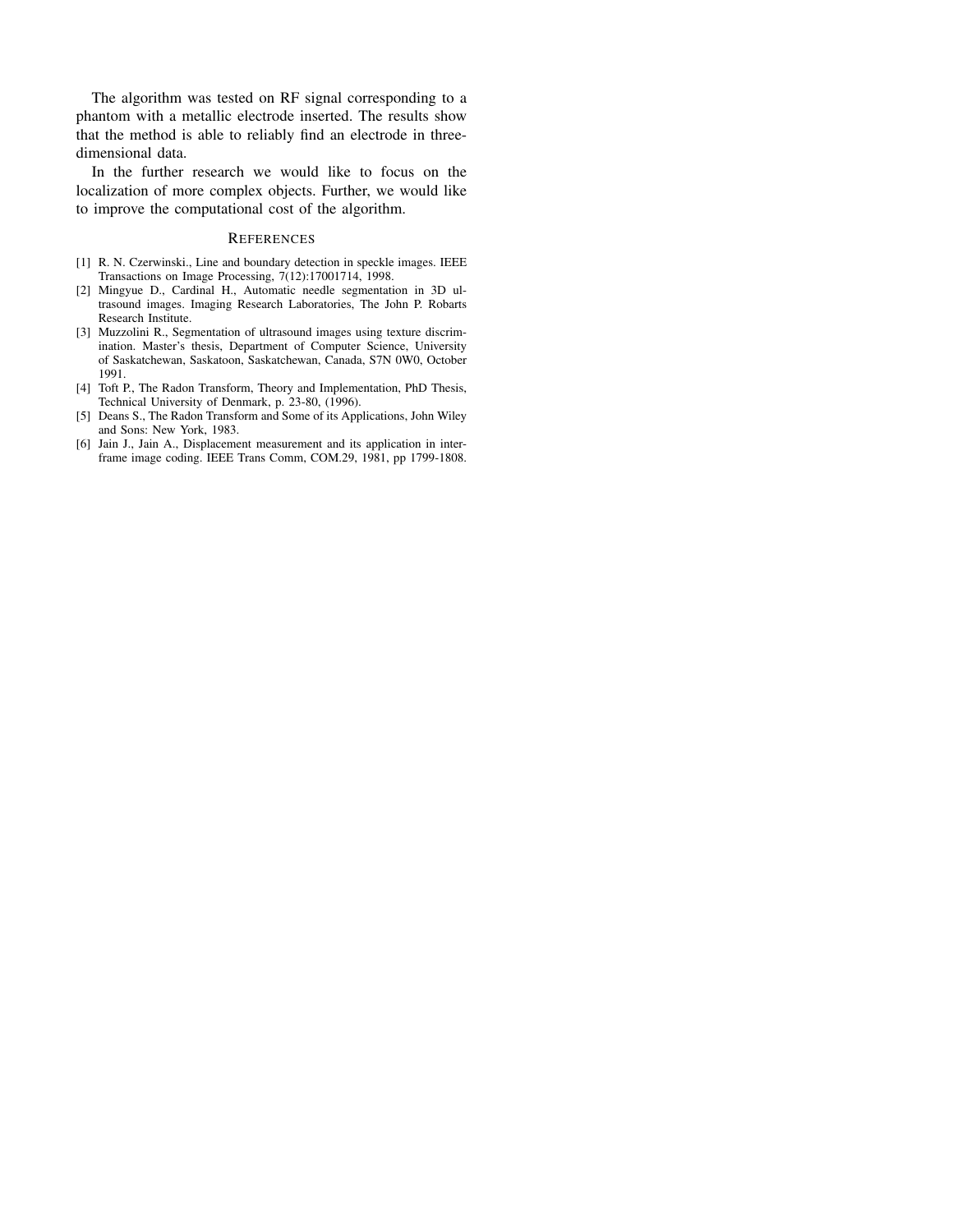The algorithm was tested on RF signal corresponding to a phantom with a metallic electrode inserted. The results show that the method is able to reliably find an electrode in three-dimensional data.

In the further research we would like to focus on the localization of more complex objects. Further, we would like to improve the computational cost of the algorithm.

## References

[1] R. N. Czerwinski., Line and boundary detection in speckle images. IEEE Transactions on Image Processing, 7(12):17001714, 1998.

[2] Mingyue D., Cardinal H., Automatic needle segmentation in 3D ultrasound images. Imaging Research Laboratories, The John P. Robarts Research Institute.

[3] Muzzolini R., Segmentation of ultrasound images using texture discrimination. Master's thesis, Department of Computer Science, University of Saskatchewan, Saskatoon, Saskatchewan, Canada, S7N 0W0, October 1991.

[4] Toft P., The Radon Transform, Theory and Implementation, PhD Thesis, Technical University of Denmark, p. 23-80, (1996).

[5] Deans S., The Radon Transform and Some of its Applications, John Wiley and Sons: New York, 1983.

[6] Jain J., Jain A., Displacement measurement and its application in interframe image coding. IEEE Trans Comm, COM.29, 1981, pp 1799-1808.